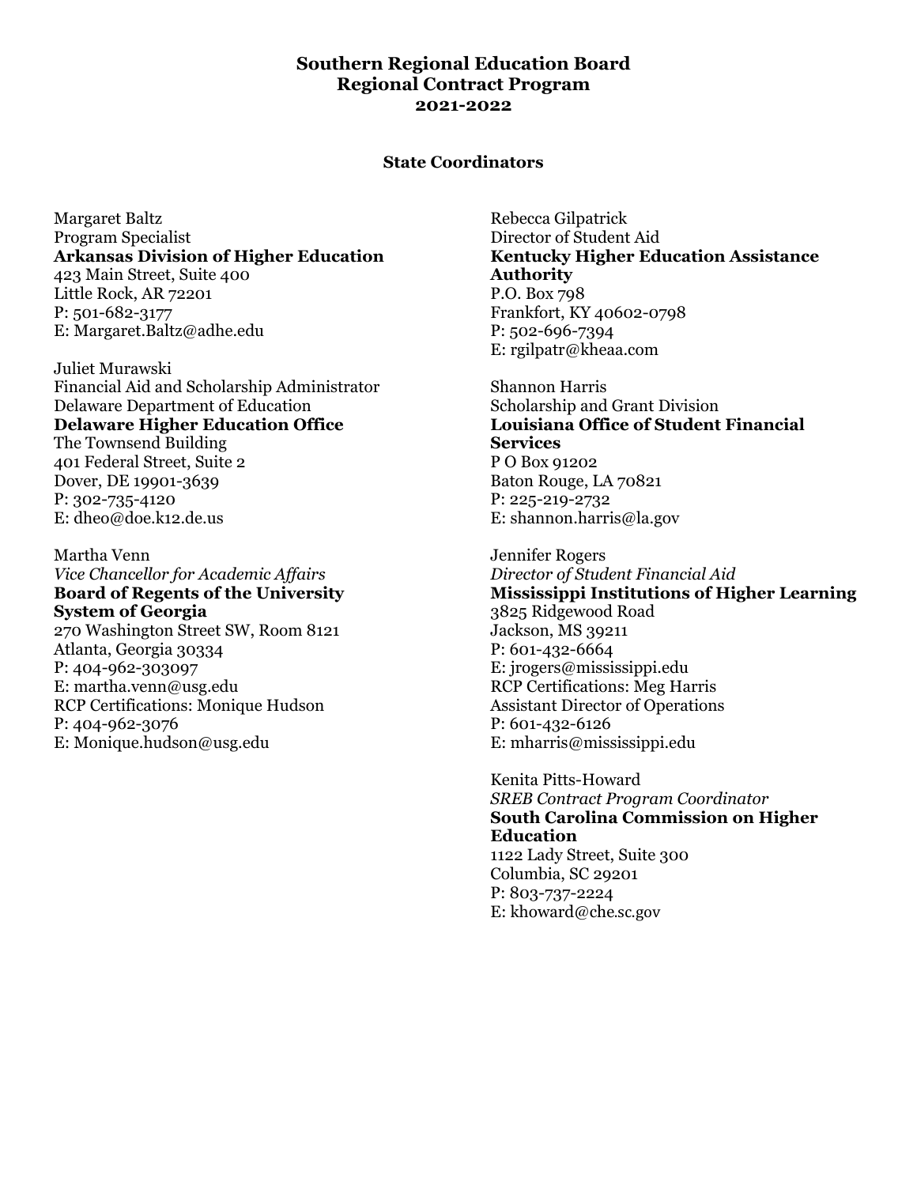# Southern Regional Education Board
# Regional Contract Program
# 2021-2022

## State Coordinators

Margaret Baltz
Program Specialist
**Arkansas Division of Higher Education**
423 Main Street, Suite 400
Little Rock, AR 72201
P: 501-682-3177
E: Margaret.Baltz@adhe.edu

Juliet Murawski
Financial Aid and Scholarship Administrator
Delaware Department of Education
**Delaware Higher Education Office**
The Townsend Building
401 Federal Street, Suite 2
Dover, DE 19901-3639
P: 302-735-4120
E: dheo@doe.k12.de.us

Martha Venn
*Vice Chancellor for Academic Affairs*
**Board of Regents of the University System of Georgia**
270 Washington Street SW, Room 8121
Atlanta, Georgia 30334
P: 404-962-303097
E: martha.venn@usg.edu
RCP Certifications: Monique Hudson
P: 404-962-3076
E: Monique.hudson@usg.edu

Rebecca Gilpatrick
Director of Student Aid
**Kentucky Higher Education Assistance Authority**
P.O. Box 798
Frankfort, KY 40602-0798
P: 502-696-7394
E: rgilpatr@kheaa.com

Shannon Harris
Scholarship and Grant Division
**Louisiana Office of Student Financial Services**
P O Box 91202
Baton Rouge, LA 70821
P: 225-219-2732
E: shannon.harris@la.gov

Jennifer Rogers
*Director of Student Financial Aid*
**Mississippi Institutions of Higher Learning**
3825 Ridgewood Road
Jackson, MS 39211
P: 601-432-6664
E: jrogers@mississippi.edu
RCP Certifications: Meg Harris
Assistant Director of Operations
P: 601-432-6126
E: mharris@mississippi.edu

Kenita Pitts-Howard
*SREB Contract Program Coordinator*
**South Carolina Commission on Higher Education**
1122 Lady Street, Suite 300
Columbia, SC 29201
P: 803-737-2224
E: khoward@che.sc.gov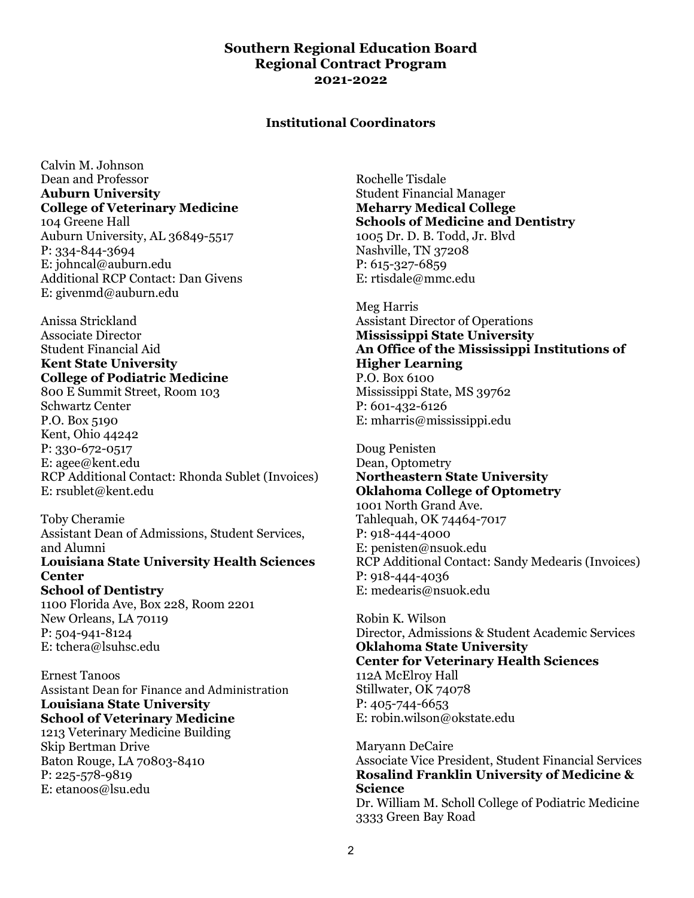**Southern Regional Education Board**
**Regional Contract Program**
**2021-2022**

**Institutional Coordinators**

Calvin M. Johnson
Dean and Professor
**Auburn University**
**College of Veterinary Medicine**
104 Greene Hall
Auburn University, AL 36849-5517
P: 334-844-3694
E: johncal@auburn.edu
Additional RCP Contact: Dan Givens
E: givenmd@auburn.edu

Anissa Strickland
Associate Director
Student Financial Aid
**Kent State University**
**College of Podiatric Medicine**
800 E Summit Street, Room 103
Schwartz Center
P.O. Box 5190
Kent, Ohio 44242
P: 330-672-0517
E: agee@kent.edu
RCP Additional Contact: Rhonda Sublet (Invoices)
E: rsublet@kent.edu

Toby Cheramie
Assistant Dean of Admissions, Student Services, and Alumni
**Louisiana State University Health Sciences Center**
**School of Dentistry**
1100 Florida Ave, Box 228, Room 2201
New Orleans, LA 70119
P: 504-941-8124
E: tchera@lsuhsc.edu

Ernest Tanoos
Assistant Dean for Finance and Administration
**Louisiana State University**
**School of Veterinary Medicine**
1213 Veterinary Medicine Building
Skip Bertman Drive
Baton Rouge, LA 70803-8410
P: 225-578-9819
E: etanoos@lsu.edu

Rochelle Tisdale
Student Financial Manager
**Meharry Medical College**
**Schools of Medicine and Dentistry**
1005 Dr. D. B. Todd, Jr. Blvd
Nashville, TN 37208
P: 615-327-6859
E: rtisdale@mmc.edu

Meg Harris
Assistant Director of Operations
**Mississippi State University**
**An Office of the Mississippi Institutions of Higher Learning**
P.O. Box 6100
Mississippi State, MS 39762
P: 601-432-6126
E: mharris@mississippi.edu

Doug Penisten
Dean, Optometry
**Northeastern State University**
**Oklahoma College of Optometry**
1001 North Grand Ave.
Tahlequah, OK 74464-7017
P: 918-444-4000
E: penisten@nsuok.edu
RCP Additional Contact: Sandy Medearis (Invoices)
P: 918-444-4036
E: medearis@nsuok.edu

Robin K. Wilson
Director, Admissions & Student Academic Services
**Oklahoma State University**
**Center for Veterinary Health Sciences**
112A McElroy Hall
Stillwater, OK 74078
P: 405-744-6653
E: robin.wilson@okstate.edu

Maryann DeCaire
Associate Vice President, Student Financial Services
**Rosalind Franklin University of Medicine & Science**
Dr. William M. Scholl College of Podiatric Medicine
3333 Green Bay Road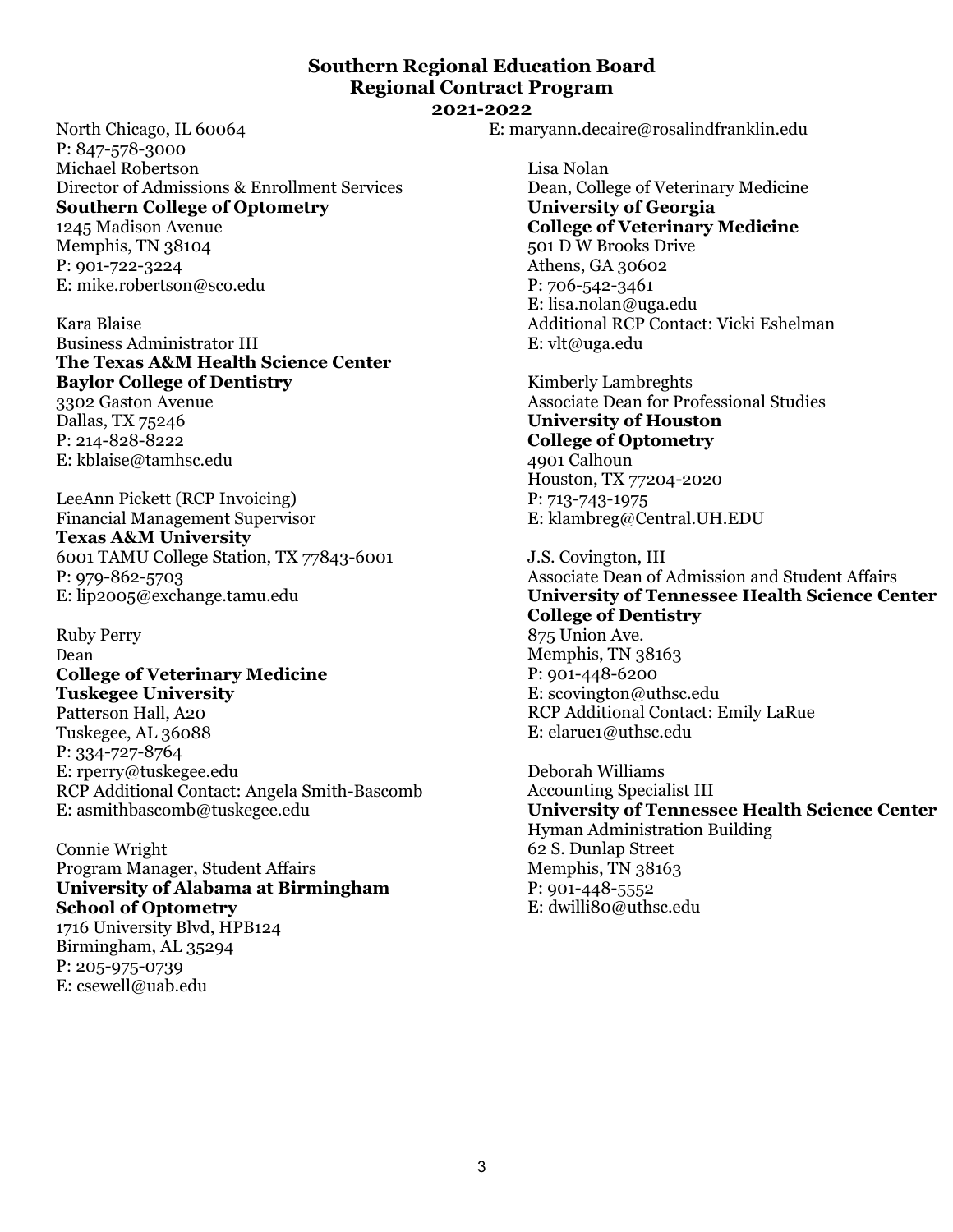# Southern Regional Education Board
## Regional Contract Program
### 2021-2022

North Chicago, IL 60064
P: 847-578-3000

Michael Robertson
Director of Admissions & Enrollment Services
**Southern College of Optometry**
1245 Madison Avenue
Memphis, TN 38104
P: 901-722-3224
E: mike.robertson@sco.edu

Kara Blaise
Business Administrator III
**The Texas A&M Health Science Center**
**Baylor College of Dentistry**
3302 Gaston Avenue
Dallas, TX 75246
P: 214-828-8222
E: kblaise@tamhsc.edu

LeeAnn Pickett (RCP Invoicing)
Financial Management Supervisor
**Texas A&M University**
6001 TAMU College Station, TX 77843-6001
P: 979-862-5703
E: lip2005@exchange.tamu.edu

Ruby Perry
Dean
**College of Veterinary Medicine**
**Tuskegee University**
Patterson Hall, A20
Tuskegee, AL 36088
P: 334-727-8764
E: rperry@tuskegee.edu
RCP Additional Contact: Angela Smith-Bascomb
E: asmithbascomb@tuskegee.edu

Connie Wright
Program Manager, Student Affairs
**University of Alabama at Birmingham**
**School of Optometry**
1716 University Blvd, HPB124
Birmingham, AL 35294
P: 205-975-0739
E: csewell@uab.edu

E: maryann.decaire@rosalindfranklin.edu

Lisa Nolan
Dean, College of Veterinary Medicine
**University of Georgia**
**College of Veterinary Medicine**
501 D W Brooks Drive
Athens, GA 30602
P: 706-542-3461
E: lisa.nolan@uga.edu
Additional RCP Contact: Vicki Eshelman
E: vlt@uga.edu

Kimberly Lambreghts
Associate Dean for Professional Studies
**University of Houston**
**College of Optometry**
4901 Calhoun
Houston, TX 77204-2020
P: 713-743-1975
E: klambreg@Central.UH.EDU

J.S. Covington, III
Associate Dean of Admission and Student Affairs
**University of Tennessee Health Science Center**
**College of Dentistry**
875 Union Ave.
Memphis, TN 38163
P: 901-448-6200
E: scovington@uthsc.edu
RCP Additional Contact: Emily LaRue
E: elarue1@uthsc.edu

Deborah Williams
Accounting Specialist III
**University of Tennessee Health Science Center**
Hyman Administration Building
62 S. Dunlap Street
Memphis, TN 38163
P: 901-448-5552
E: dwilli80@uthsc.edu